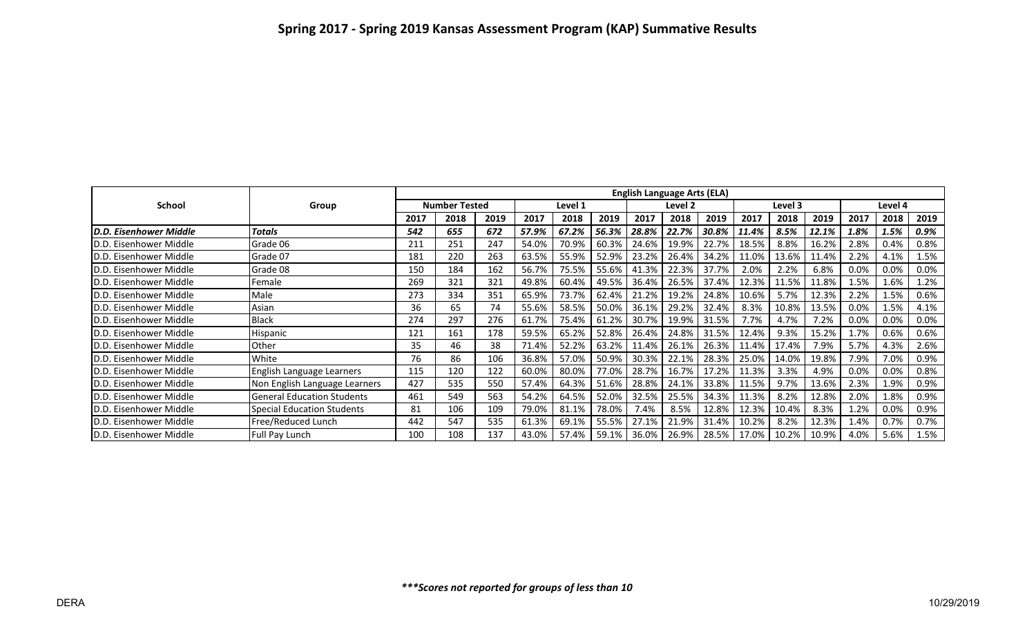# Spring 2017 - Spring 2019 Kansas Assessment Program (KAP) Summative Results

| School | Group | English Language Arts (ELA) | | | | | | | | | | | | | | |
|---|---|---|---|---|---|---|---|---|---|---|---|---|---|---|---|---|
| | | Number Tested | | | Level 1 | | | Level 2 | | | Level 3 | | | Level 4 | | |
| | | 2017 | 2018 | 2019 | 2017 | 2018 | 2019 | 2017 | 2018 | 2019 | 2017 | 2018 | 2019 | 2017 | 2018 | 2019 |
| ***D.D. Eisenhower Middle*** | ***Totals*** | ***542*** | ***655*** | ***672*** | ***57.9%*** | ***67.2%*** | ***56.3%*** | ***28.8%*** | ***22.7%*** | ***30.8%*** | ***11.4%*** | ***8.5%*** | ***12.1%*** | ***1.8%*** | ***1.5%*** | ***0.9%*** |
| D.D. Eisenhower Middle | Grade 06 | 211 | 251 | 247 | 54.0% | 70.9% | 60.3% | 24.6% | 19.9% | 22.7% | 18.5% | 8.8% | 16.2% | 2.8% | 0.4% | 0.8% |
| D.D. Eisenhower Middle | Grade 07 | 181 | 220 | 263 | 63.5% | 55.9% | 52.9% | 23.2% | 26.4% | 34.2% | 11.0% | 13.6% | 11.4% | 2.2% | 4.1% | 1.5% |
| D.D. Eisenhower Middle | Grade 08 | 150 | 184 | 162 | 56.7% | 75.5% | 55.6% | 41.3% | 22.3% | 37.7% | 2.0% | 2.2% | 6.8% | 0.0% | 0.0% | 0.0% |
| D.D. Eisenhower Middle | Female | 269 | 321 | 321 | 49.8% | 60.4% | 49.5% | 36.4% | 26.5% | 37.4% | 12.3% | 11.5% | 11.8% | 1.5% | 1.6% | 1.2% |
| D.D. Eisenhower Middle | Male | 273 | 334 | 351 | 65.9% | 73.7% | 62.4% | 21.2% | 19.2% | 24.8% | 10.6% | 5.7% | 12.3% | 2.2% | 1.5% | 0.6% |
| D.D. Eisenhower Middle | Asian | 36 | 65 | 74 | 55.6% | 58.5% | 50.0% | 36.1% | 29.2% | 32.4% | 8.3% | 10.8% | 13.5% | 0.0% | 1.5% | 4.1% |
| D.D. Eisenhower Middle | Black | 274 | 297 | 276 | 61.7% | 75.4% | 61.2% | 30.7% | 19.9% | 31.5% | 7.7% | 4.7% | 7.2% | 0.0% | 0.0% | 0.0% |
| D.D. Eisenhower Middle | Hispanic | 121 | 161 | 178 | 59.5% | 65.2% | 52.8% | 26.4% | 24.8% | 31.5% | 12.4% | 9.3% | 15.2% | 1.7% | 0.6% | 0.6% |
| D.D. Eisenhower Middle | Other | 35 | 46 | 38 | 71.4% | 52.2% | 63.2% | 11.4% | 26.1% | 26.3% | 11.4% | 17.4% | 7.9% | 5.7% | 4.3% | 2.6% |
| D.D. Eisenhower Middle | White | 76 | 86 | 106 | 36.8% | 57.0% | 50.9% | 30.3% | 22.1% | 28.3% | 25.0% | 14.0% | 19.8% | 7.9% | 7.0% | 0.9% |
| D.D. Eisenhower Middle | English Language Learners | 115 | 120 | 122 | 60.0% | 80.0% | 77.0% | 28.7% | 16.7% | 17.2% | 11.3% | 3.3% | 4.9% | 0.0% | 0.0% | 0.8% |
| D.D. Eisenhower Middle | Non English Language Learners | 427 | 535 | 550 | 57.4% | 64.3% | 51.6% | 28.8% | 24.1% | 33.8% | 11.5% | 9.7% | 13.6% | 2.3% | 1.9% | 0.9% |
| D.D. Eisenhower Middle | General Education Students | 461 | 549 | 563 | 54.2% | 64.5% | 52.0% | 32.5% | 25.5% | 34.3% | 11.3% | 8.2% | 12.8% | 2.0% | 1.8% | 0.9% |
| D.D. Eisenhower Middle | Special Education Students | 81 | 106 | 109 | 79.0% | 81.1% | 78.0% | 7.4% | 8.5% | 12.8% | 12.3% | 10.4% | 8.3% | 1.2% | 0.0% | 0.9% |
| D.D. Eisenhower Middle | Free/Reduced Lunch | 442 | 547 | 535 | 61.3% | 69.1% | 55.5% | 27.1% | 21.9% | 31.4% | 10.2% | 8.2% | 12.3% | 1.4% | 0.7% | 0.7% |
| D.D. Eisenhower Middle | Full Pay Lunch | 100 | 108 | 137 | 43.0% | 57.4% | 59.1% | 36.0% | 26.9% | 28.5% | 17.0% | 10.2% | 10.9% | 4.0% | 5.6% | 1.5% |

***\*\*\*Scores not reported for groups of less than 10***

DERA 10/29/2019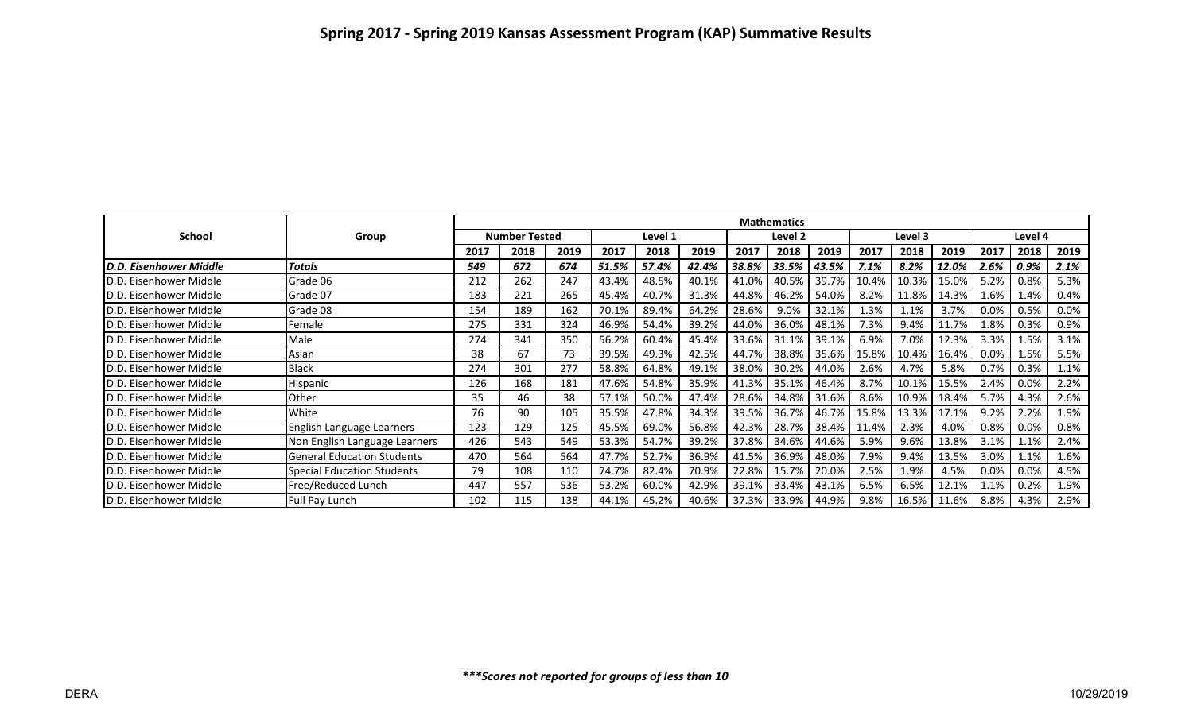# Spring 2017 - Spring 2019 Kansas Assessment Program (KAP) Summative Results

| School | Group | Mathematics | | | | | | | | | | | | | | |
|---|---|---|---|---|---|---|---|---|---|---|---|---|---|---|---|---|
| | | Number Tested | | | Level 1 | | | Level 2 | | | Level 3 | | | Level 4 | | |
| | | 2017 | 2018 | 2019 | 2017 | 2018 | 2019 | 2017 | 2018 | 2019 | 2017 | 2018 | 2019 | 2017 | 2018 | 2019 |
| ***D.D. Eisenhower Middle*** | ***Totals*** | ***549*** | ***672*** | ***674*** | ***51.5%*** | ***57.4%*** | ***42.4%*** | ***38.8%*** | ***33.5%*** | ***43.5%*** | ***7.1%*** | ***8.2%*** | ***12.0%*** | ***2.6%*** | ***0.9%*** | ***2.1%*** |
| D.D. Eisenhower Middle | Grade 06 | 212 | 262 | 247 | 43.4% | 48.5% | 40.1% | 41.0% | 40.5% | 39.7% | 10.4% | 10.3% | 15.0% | 5.2% | 0.8% | 5.3% |
| D.D. Eisenhower Middle | Grade 07 | 183 | 221 | 265 | 45.4% | 40.7% | 31.3% | 44.8% | 46.2% | 54.0% | 8.2% | 11.8% | 14.3% | 1.6% | 1.4% | 0.4% |
| D.D. Eisenhower Middle | Grade 08 | 154 | 189 | 162 | 70.1% | 89.4% | 64.2% | 28.6% | 9.0% | 32.1% | 1.3% | 1.1% | 3.7% | 0.0% | 0.5% | 0.0% |
| D.D. Eisenhower Middle | Female | 275 | 331 | 324 | 46.9% | 54.4% | 39.2% | 44.0% | 36.0% | 48.1% | 7.3% | 9.4% | 11.7% | 1.8% | 0.3% | 0.9% |
| D.D. Eisenhower Middle | Male | 274 | 341 | 350 | 56.2% | 60.4% | 45.4% | 33.6% | 31.1% | 39.1% | 6.9% | 7.0% | 12.3% | 3.3% | 1.5% | 3.1% |
| D.D. Eisenhower Middle | Asian | 38 | 67 | 73 | 39.5% | 49.3% | 42.5% | 44.7% | 38.8% | 35.6% | 15.8% | 10.4% | 16.4% | 0.0% | 1.5% | 5.5% |
| D.D. Eisenhower Middle | Black | 274 | 301 | 277 | 58.8% | 64.8% | 49.1% | 38.0% | 30.2% | 44.0% | 2.6% | 4.7% | 5.8% | 0.7% | 0.3% | 1.1% |
| D.D. Eisenhower Middle | Hispanic | 126 | 168 | 181 | 47.6% | 54.8% | 35.9% | 41.3% | 35.1% | 46.4% | 8.7% | 10.1% | 15.5% | 2.4% | 0.0% | 2.2% |
| D.D. Eisenhower Middle | Other | 35 | 46 | 38 | 57.1% | 50.0% | 47.4% | 28.6% | 34.8% | 31.6% | 8.6% | 10.9% | 18.4% | 5.7% | 4.3% | 2.6% |
| D.D. Eisenhower Middle | White | 76 | 90 | 105 | 35.5% | 47.8% | 34.3% | 39.5% | 36.7% | 46.7% | 15.8% | 13.3% | 17.1% | 9.2% | 2.2% | 1.9% |
| D.D. Eisenhower Middle | English Language Learners | 123 | 129 | 125 | 45.5% | 69.0% | 56.8% | 42.3% | 28.7% | 38.4% | 11.4% | 2.3% | 4.0% | 0.8% | 0.0% | 0.8% |
| D.D. Eisenhower Middle | Non English Language Learners | 426 | 543 | 549 | 53.3% | 54.7% | 39.2% | 37.8% | 34.6% | 44.6% | 5.9% | 9.6% | 13.8% | 3.1% | 1.1% | 2.4% |
| D.D. Eisenhower Middle | General Education Students | 470 | 564 | 564 | 47.7% | 52.7% | 36.9% | 41.5% | 36.9% | 48.0% | 7.9% | 9.4% | 13.5% | 3.0% | 1.1% | 1.6% |
| D.D. Eisenhower Middle | Special Education Students | 79 | 108 | 110 | 74.7% | 82.4% | 70.9% | 22.8% | 15.7% | 20.0% | 2.5% | 1.9% | 4.5% | 0.0% | 0.0% | 4.5% |
| D.D. Eisenhower Middle | Free/Reduced Lunch | 447 | 557 | 536 | 53.2% | 60.0% | 42.9% | 39.1% | 33.4% | 43.1% | 6.5% | 6.5% | 12.1% | 1.1% | 0.2% | 1.9% |
| D.D. Eisenhower Middle | Full Pay Lunch | 102 | 115 | 138 | 44.1% | 45.2% | 40.6% | 37.3% | 33.9% | 44.9% | 9.8% | 16.5% | 11.6% | 8.8% | 4.3% | 2.9% |

***\*\*\*Scores not reported for groups of less than 10***

DERA

10/29/2019